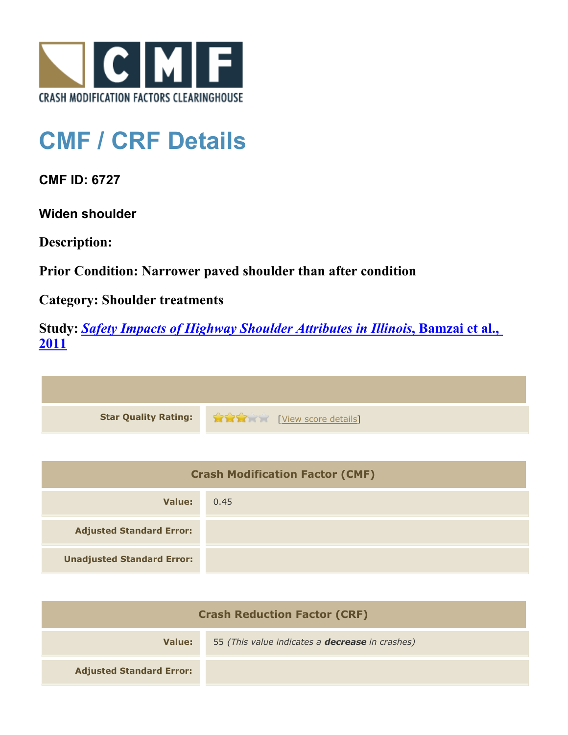CRASH MODIFICATION FACTORS CLEARINGHOUSE

# CMF / CRF Details

**CMF ID: 6727**

**Widen shoulder**

**Description:**

**Prior Condition: Narrower paved shoulder than after condition**

**Category: Shoulder treatments**

**Study:** ***Safety Impacts of Highway Shoulder Attributes in Illinois*, Bamzai et al., 2011**

| | |
|---|---|
| **Star Quality Rating:** | 3 of 5 stars [View score details] |

| Crash Modification Factor (CMF) | |
|---|---|
| **Value:** | 0.45 |
| **Adjusted Standard Error:** | |
| **Unadjusted Standard Error:** | |

| Crash Reduction Factor (CRF) | |
|---|---|
| **Value:** | 55 *(This value indicates a **decrease** in crashes)* |
| **Adjusted Standard Error:** | |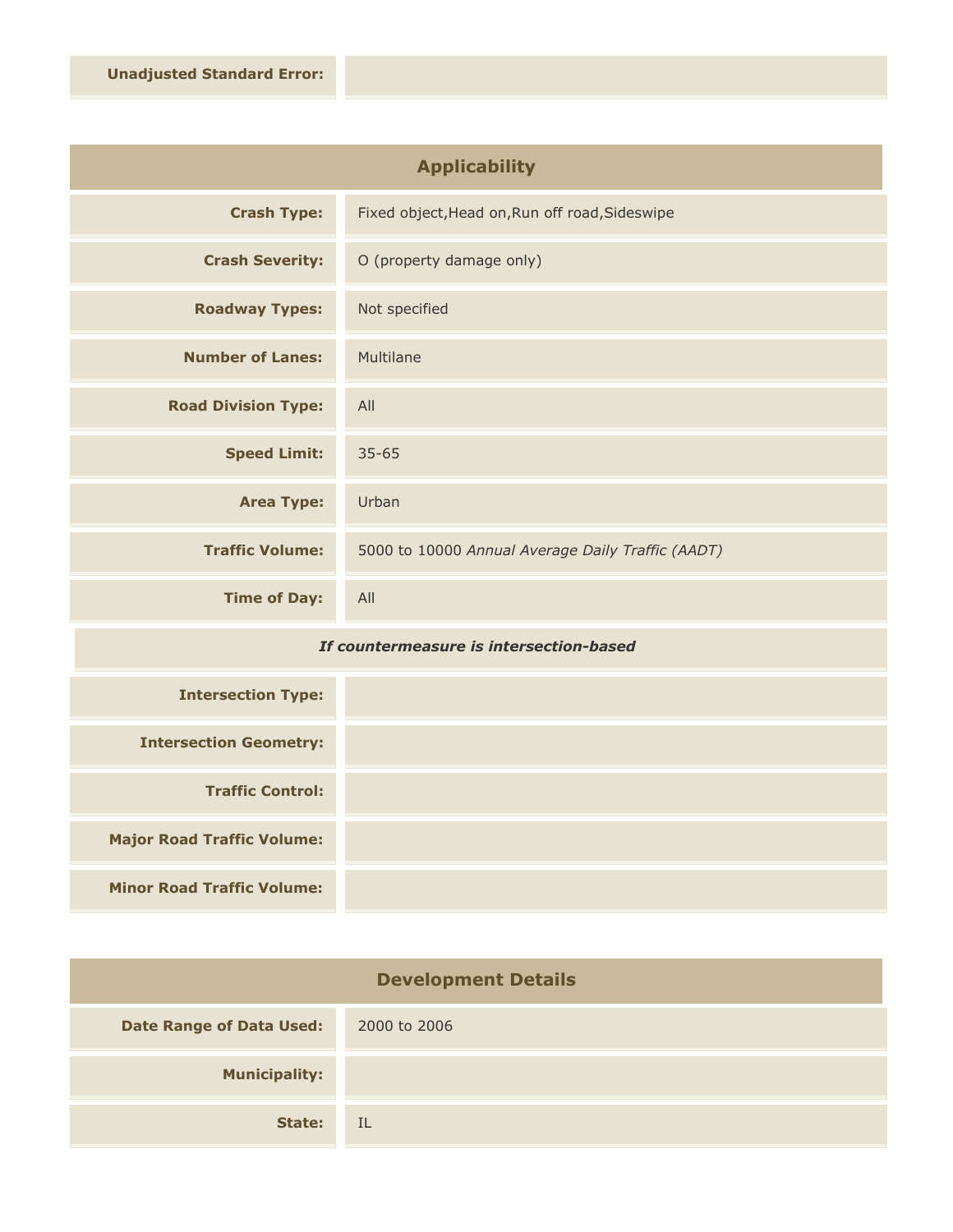| | |
|---|---|
| **Unadjusted Standard Error:** | |

## Applicability

| | |
|---|---|
| **Crash Type:** | Fixed object,Head on,Run off road,Sideswipe |
| **Crash Severity:** | O (property damage only) |
| **Roadway Types:** | Not specified |
| **Number of Lanes:** | Multilane |
| **Road Division Type:** | All |
| **Speed Limit:** | 35-65 |
| **Area Type:** | Urban |
| **Traffic Volume:** | 5000 to 10000 *Annual Average Daily Traffic (AADT)* |
| **Time of Day:** | All |

***If countermeasure is intersection-based***

| | |
|---|---|
| **Intersection Type:** | |
| **Intersection Geometry:** | |
| **Traffic Control:** | |
| **Major Road Traffic Volume:** | |
| **Minor Road Traffic Volume:** | |

## Development Details

| | |
|---|---|
| **Date Range of Data Used:** | 2000 to 2006 |
| **Municipality:** | |
| **State:** | IL |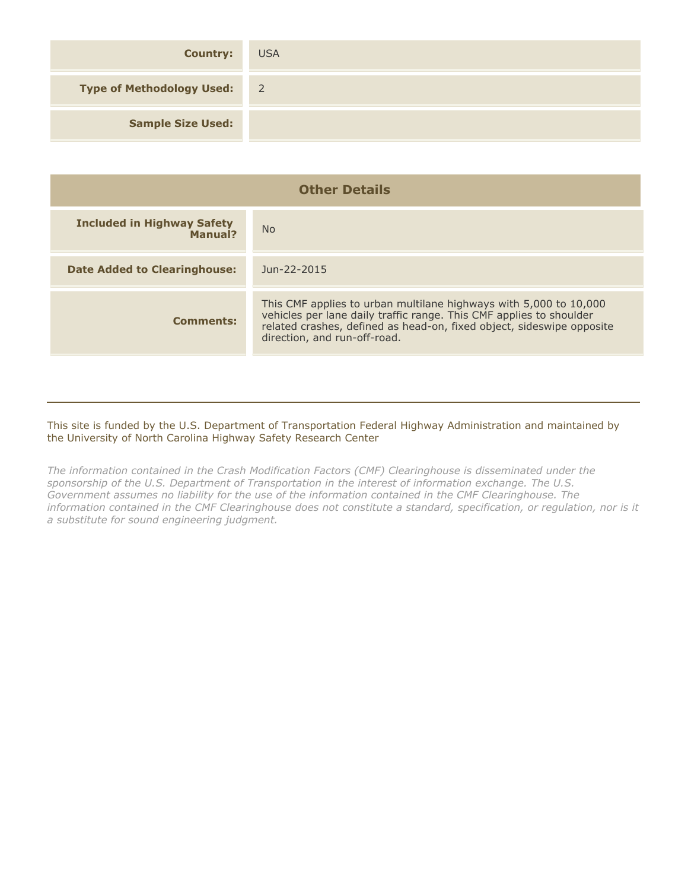| | |
|---|---|
| **Country:** | USA |
| **Type of Methodology Used:** | 2 |
| **Sample Size Used:** | |

## Other Details

| | |
|---|---|
| **Included in Highway Safety Manual?** | No |
| **Date Added to Clearinghouse:** | Jun-22-2015 |
| **Comments:** | This CMF applies to urban multilane highways with 5,000 to 10,000 vehicles per lane daily traffic range. This CMF applies to shoulder related crashes, defined as head-on, fixed object, sideswipe opposite direction, and run-off-road. |

---

This site is funded by the U.S. Department of Transportation Federal Highway Administration and maintained by the University of North Carolina Highway Safety Research Center

*The information contained in the Crash Modification Factors (CMF) Clearinghouse is disseminated under the sponsorship of the U.S. Department of Transportation in the interest of information exchange. The U.S. Government assumes no liability for the use of the information contained in the CMF Clearinghouse. The information contained in the CMF Clearinghouse does not constitute a standard, specification, or regulation, nor is it a substitute for sound engineering judgment.*